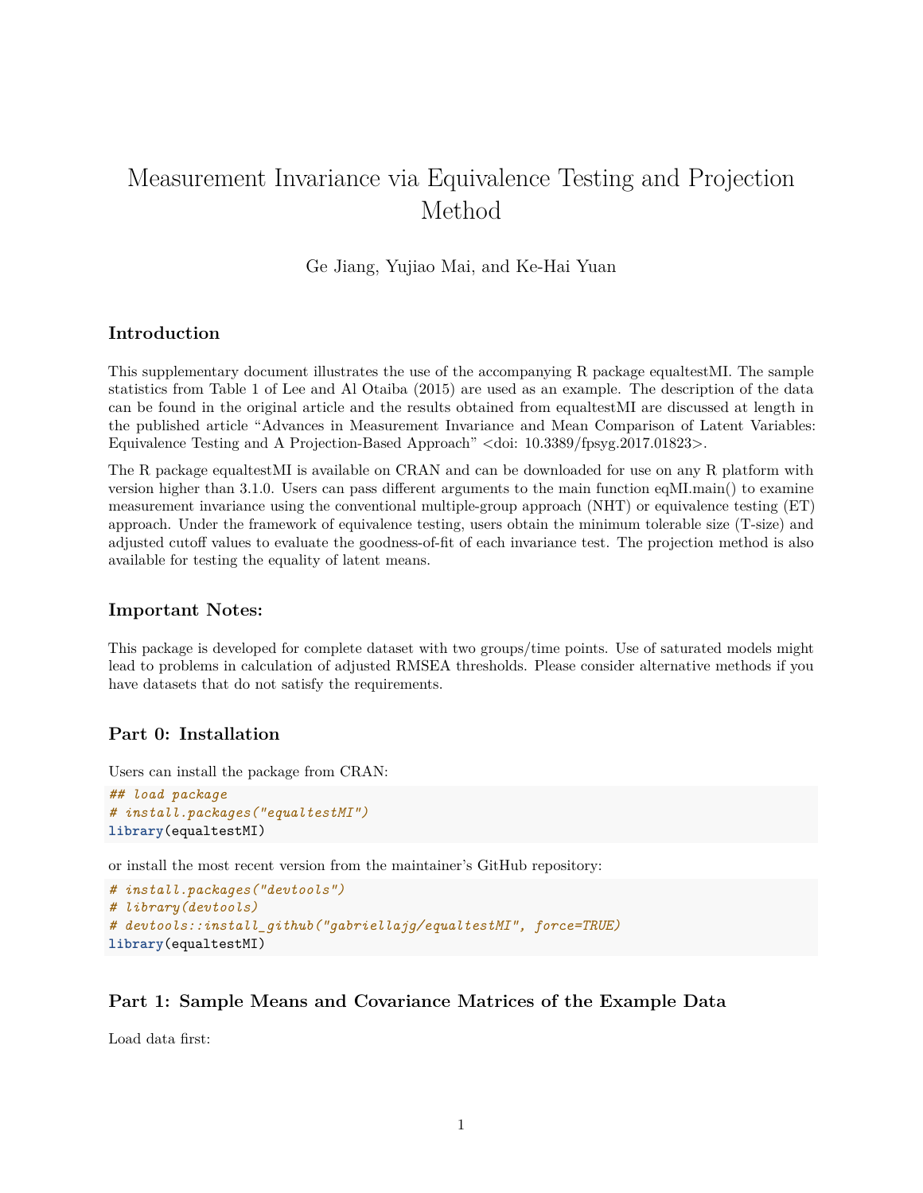# Measurement Invariance via Equivalence Testing and Projection Method

Ge Jiang, Yujiao Mai, and Ke-Hai Yuan

## Introduction

This supplementary document illustrates the use of the accompanying R package equaltestMI. The sample statistics from Table 1 of Lee and Al Otaiba (2015) are used as an example. The description of the data can be found in the original article and the results obtained from equaltestMI are discussed at length in the published article "Advances in Measurement Invariance and Mean Comparison of Latent Variables: Equivalence Testing and A Projection-Based Approach" <doi: 10.3389/fpsyg.2017.01823>.

The R package equaltestMI is available on CRAN and can be downloaded for use on any R platform with version higher than 3.1.0. Users can pass different arguments to the main function eqMI.main() to examine measurement invariance using the conventional multiple-group approach (NHT) or equivalence testing (ET) approach. Under the framework of equivalence testing, users obtain the minimum tolerable size (T-size) and adjusted cutoff values to evaluate the goodness-of-fit of each invariance test. The projection method is also available for testing the equality of latent means.

## Important Notes:

This package is developed for complete dataset with two groups/time points. Use of saturated models might lead to problems in calculation of adjusted RMSEA thresholds. Please consider alternative methods if you have datasets that do not satisfy the requirements.

## Part 0: Installation

Users can install the package from CRAN:

```
## load package
# install.packages("equaltestMI")
library(equaltestMI)
```

or install the most recent version from the maintainer's GitHub repository:

```
# install.packages("devtools")
# library(devtools)
# devtools::install_github("gabriellajg/equaltestMI", force=TRUE)
library(equaltestMI)
```

## Part 1: Sample Means and Covariance Matrices of the Example Data

Load data first: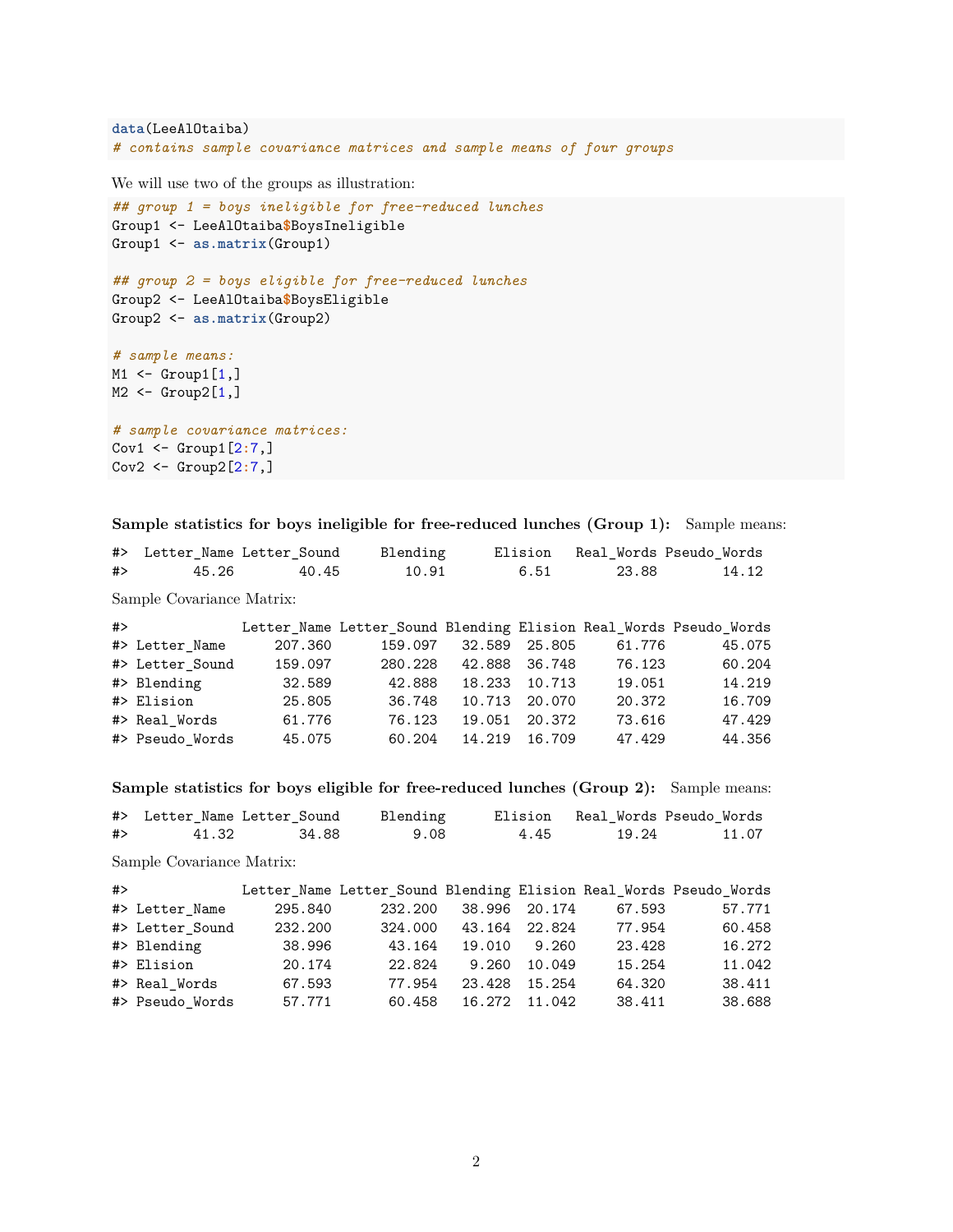```r
data(LeeAlOtaiba)
# contains sample covariance matrices and sample means of four groups
```

We will use two of the groups as illustration:

```r
## group 1 = boys ineligible for free-reduced lunches
Group1 <- LeeAlOtaiba$BoysIneligible
Group1 <- as.matrix(Group1)

## group 2 = boys eligible for free-reduced lunches
Group2 <- LeeAlOtaiba$BoysEligible
Group2 <- as.matrix(Group2)

# sample means:
M1 <- Group1[1,]
M2 <- Group2[1,]

# sample covariance matrices:
Cov1 <- Group1[2:7,]
Cov2 <- Group2[2:7,]
```

**Sample statistics for boys ineligible for free-reduced lunches (Group 1):** Sample means:

```
#>  Letter_Name Letter_Sound     Blending      Elision   Real_Words Pseudo_Words
#>        45.26        40.45        10.91         6.51        23.88        14.12
```

Sample Covariance Matrix:

```
#>              Letter_Name Letter_Sound Blending Elision Real_Words Pseudo_Words
#> Letter_Name      207.360      159.097   32.589  25.805     61.776       45.075
#> Letter_Sound     159.097      280.228   42.888  36.748     76.123       60.204
#> Blending          32.589       42.888   18.233  10.713     19.051       14.219
#> Elision           25.805       36.748   10.713  20.070     20.372       16.709
#> Real_Words        61.776       76.123   19.051  20.372     73.616       47.429
#> Pseudo_Words      45.075       60.204   14.219  16.709     47.429       44.356
```

**Sample statistics for boys eligible for free-reduced lunches (Group 2):** Sample means:

```
#>  Letter_Name Letter_Sound     Blending      Elision   Real_Words Pseudo_Words
#>        41.32        34.88         9.08         4.45        19.24        11.07
```

Sample Covariance Matrix:

```
#>              Letter_Name Letter_Sound Blending Elision Real_Words Pseudo_Words
#> Letter_Name      295.840      232.200   38.996  20.174     67.593       57.771
#> Letter_Sound     232.200      324.000   43.164  22.824     77.954       60.458
#> Blending          38.996       43.164   19.010   9.260     23.428       16.272
#> Elision           20.174       22.824    9.260  10.049     15.254       11.042
#> Real_Words        67.593       77.954   23.428  15.254     64.320       38.411
#> Pseudo_Words      57.771       60.458   16.272  11.042     38.411       38.688
```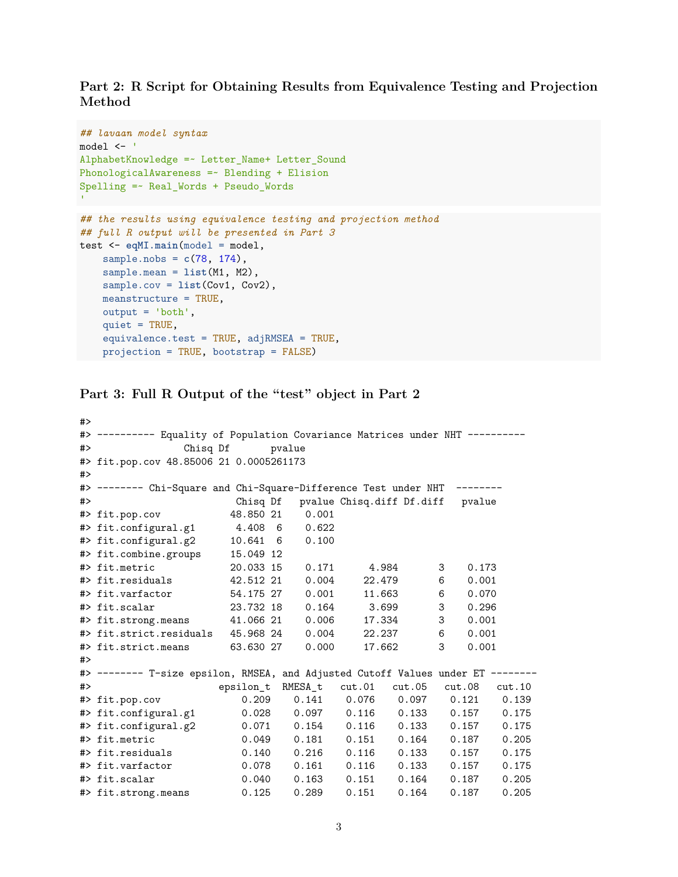### Part 2: R Script for Obtaining Results from Equivalence Testing and Projection Method

```
## lavaan model syntax
model <- '
AlphabetKnowledge =~ Letter_Name+ Letter_Sound
PhonologicalAwareness =~ Blending + Elision
Spelling =~ Real_Words + Pseudo_Words
'
```

```
## the results using equivalence testing and projection method
## full R output will be presented in Part 3
test <- eqMI.main(model = model,
    sample.nobs = c(78, 174),
    sample.mean = list(M1, M2),
    sample.cov = list(Cov1, Cov2),
    meanstructure = TRUE,
    output = 'both',
    quiet = TRUE,
    equivalence.test = TRUE, adjRMSEA = TRUE,
    projection = TRUE, bootstrap = FALSE)
```

### Part 3: Full R Output of the "test" object in Part 2

```
#>
#> ---------- Equality of Population Covariance Matrices under NHT ----------
#>                Chisq Df       pvalue
#> fit.pop.cov 48.85006 21 0.0005261173
#>
#> -------- Chi-Square and Chi-Square-Difference Test under NHT  --------
#>                       Chisq Df   pvalue Chisq.diff Df.diff   pvalue
#> fit.pop.cov           48.850 21   0.001
#> fit.configural.g1      4.408  6   0.622
#> fit.configural.g2     10.641  6   0.100
#> fit.combine.groups    15.049 12
#> fit.metric            20.033 15   0.171      4.984       3    0.173
#> fit.residuals         42.512 21   0.004     22.479       6    0.001
#> fit.varfactor         54.175 27   0.001     11.663       6    0.070
#> fit.scalar            23.732 18   0.164      3.699       3    0.296
#> fit.strong.means      41.066 21   0.006     17.334       3    0.001
#> fit.strict.residuals  45.968 24   0.004     22.237       6    0.001
#> fit.strict.means      63.630 27   0.000     17.662       3    0.001
#>
#> -------- T-size epsilon, RMSEA, and Adjusted Cutoff Values under ET --------
#>                     epsilon_t  RMESA_t   cut.01   cut.05   cut.08   cut.10
#> fit.pop.cov             0.209    0.141    0.076    0.097    0.121    0.139
#> fit.configural.g1       0.028    0.097    0.116    0.133    0.157    0.175
#> fit.configural.g2       0.071    0.154    0.116    0.133    0.157    0.175
#> fit.metric              0.049    0.181    0.151    0.164    0.187    0.205
#> fit.residuals           0.140    0.216    0.116    0.133    0.157    0.175
#> fit.varfactor           0.078    0.161    0.116    0.133    0.157    0.175
#> fit.scalar              0.040    0.163    0.151    0.164    0.187    0.205
#> fit.strong.means        0.125    0.289    0.151    0.164    0.187    0.205
```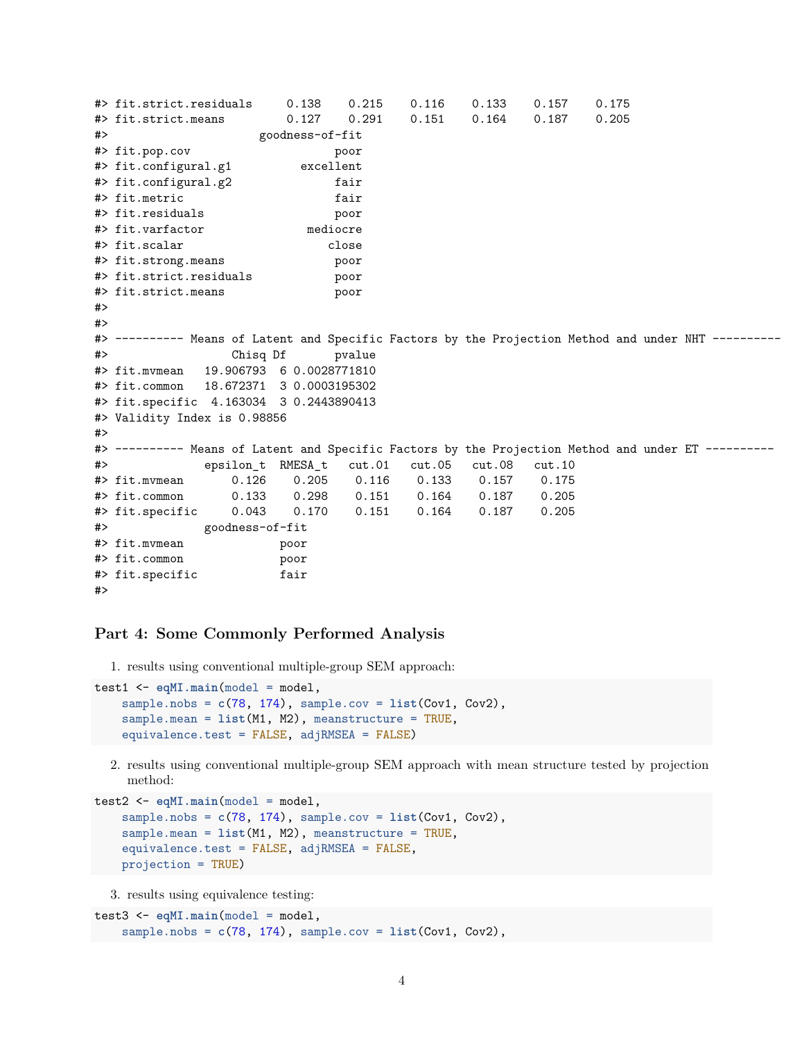```
#> fit.strict.residuals     0.138    0.215    0.116    0.133    0.157    0.175
#> fit.strict.means         0.127    0.291    0.151    0.164    0.187    0.205
#>                     goodness-of-fit
#> fit.pop.cov                    poor
#> fit.configural.g1         excellent
#> fit.configural.g2              fair
#> fit.metric                     fair
#> fit.residuals                  poor
#> fit.varfactor              mediocre
#> fit.scalar                    close
#> fit.strong.means               poor
#> fit.strict.residuals           poor
#> fit.strict.means               poor
#> 
#> 
#> ---------- Means of Latent and Specific Factors by the Projection Method and under NHT ----------
#>                  Chisq Df       pvalue
#> fit.mvmean   19.906793  6 0.0028771810
#> fit.common   18.672371  3 0.0003195302
#> fit.specific  4.163034  3 0.2443890413
#> Validity Index is 0.98856
#> 
#> ---------- Means of Latent and Specific Factors by the Projection Method and under ET ----------
#>              epsilon_t  RMESA_t   cut.01   cut.05   cut.08   cut.10
#> fit.mvmean       0.126    0.205    0.116    0.133    0.157    0.175
#> fit.common       0.133    0.298    0.151    0.164    0.187    0.205
#> fit.specific     0.043    0.170    0.151    0.164    0.187    0.205
#>              goodness-of-fit
#> fit.mvmean              poor
#> fit.common              poor
#> fit.specific            fair
#> 
```

### Part 4: Some Commonly Performed Analysis

1. results using conventional multiple-group SEM approach:

```
test1 <- eqMI.main(model = model,
    sample.nobs = c(78, 174), sample.cov = list(Cov1, Cov2),
    sample.mean = list(M1, M2), meanstructure = TRUE,
    equivalence.test = FALSE, adjRMSEA = FALSE)
```

2. results using conventional multiple-group SEM approach with mean structure tested by projection method:

```
test2 <- eqMI.main(model = model,
    sample.nobs = c(78, 174), sample.cov = list(Cov1, Cov2),
    sample.mean = list(M1, M2), meanstructure = TRUE,
    equivalence.test = FALSE, adjRMSEA = FALSE,
    projection = TRUE)
```

3. results using equivalence testing:

```
test3 <- eqMI.main(model = model,
    sample.nobs = c(78, 174), sample.cov = list(Cov1, Cov2),
```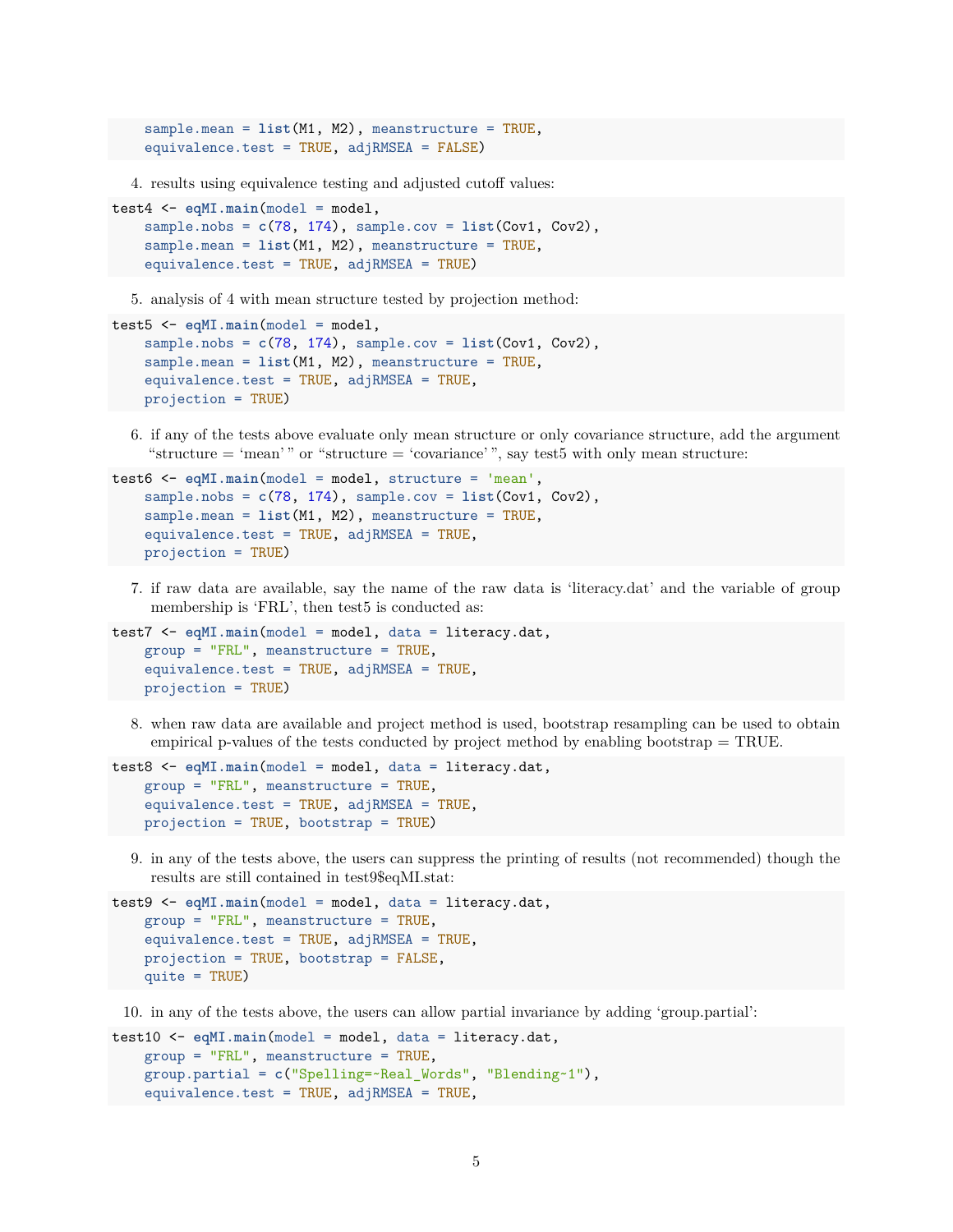```
    sample.mean = list(M1, M2), meanstructure = TRUE,
    equivalence.test = TRUE, adjRMSEA = FALSE)
```

4. results using equivalence testing and adjusted cutoff values:

```
test4 <- eqMI.main(model = model,
    sample.nobs = c(78, 174), sample.cov = list(Cov1, Cov2),
    sample.mean = list(M1, M2), meanstructure = TRUE,
    equivalence.test = TRUE, adjRMSEA = TRUE)
```

5. analysis of 4 with mean structure tested by projection method:

```
test5 <- eqMI.main(model = model,
    sample.nobs = c(78, 174), sample.cov = list(Cov1, Cov2),
    sample.mean = list(M1, M2), meanstructure = TRUE,
    equivalence.test = TRUE, adjRMSEA = TRUE,
    projection = TRUE)
```

6. if any of the tests above evaluate only mean structure or only covariance structure, add the argument "structure = 'mean' " or "structure = 'covariance' ", say test5 with only mean structure:

```
test6 <- eqMI.main(model = model, structure = 'mean',
    sample.nobs = c(78, 174), sample.cov = list(Cov1, Cov2),
    sample.mean = list(M1, M2), meanstructure = TRUE,
    equivalence.test = TRUE, adjRMSEA = TRUE,
    projection = TRUE)
```

7. if raw data are available, say the name of the raw data is 'literacy.dat' and the variable of group membership is 'FRL', then test5 is conducted as:

```
test7 <- eqMI.main(model = model, data = literacy.dat,
    group = "FRL", meanstructure = TRUE,
    equivalence.test = TRUE, adjRMSEA = TRUE,
    projection = TRUE)
```

8. when raw data are available and project method is used, bootstrap resampling can be used to obtain empirical p-values of the tests conducted by project method by enabling bootstrap = TRUE.

```
test8 <- eqMI.main(model = model, data = literacy.dat,
    group = "FRL", meanstructure = TRUE,
    equivalence.test = TRUE, adjRMSEA = TRUE,
    projection = TRUE, bootstrap = TRUE)
```

9. in any of the tests above, the users can suppress the printing of results (not recommended) though the results are still contained in test9$eqMI.stat:

```
test9 <- eqMI.main(model = model, data = literacy.dat,
    group = "FRL", meanstructure = TRUE,
    equivalence.test = TRUE, adjRMSEA = TRUE,
    projection = TRUE, bootstrap = FALSE,
    quite = TRUE)
```

10. in any of the tests above, the users can allow partial invariance by adding 'group.partial':

```
test10 <- eqMI.main(model = model, data = literacy.dat,
    group = "FRL", meanstructure = TRUE,
    group.partial = c("Spelling=~Real_Words", "Blending~1"),
    equivalence.test = TRUE, adjRMSEA = TRUE,
```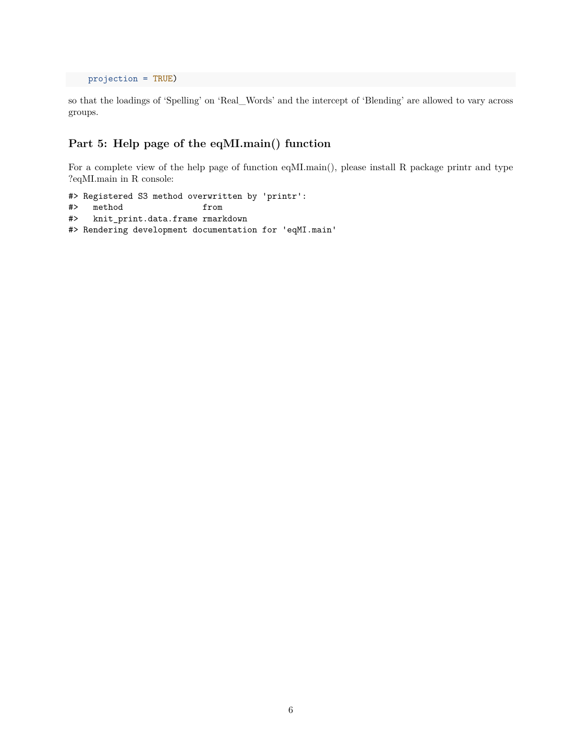```
    projection = TRUE)
```

so that the loadings of 'Spelling' on 'Real_Words' and the intercept of 'Blending' are allowed to vary across groups.

### Part 5: Help page of the eqMI.main() function

For a complete view of the help page of function eqMI.main(), please install R package printr and type ?eqMI.main in R console:

```
#> Registered S3 method overwritten by 'printr':
#>   method                from
#>   knit_print.data.frame rmarkdown
#> Rendering development documentation for 'eqMI.main'
```